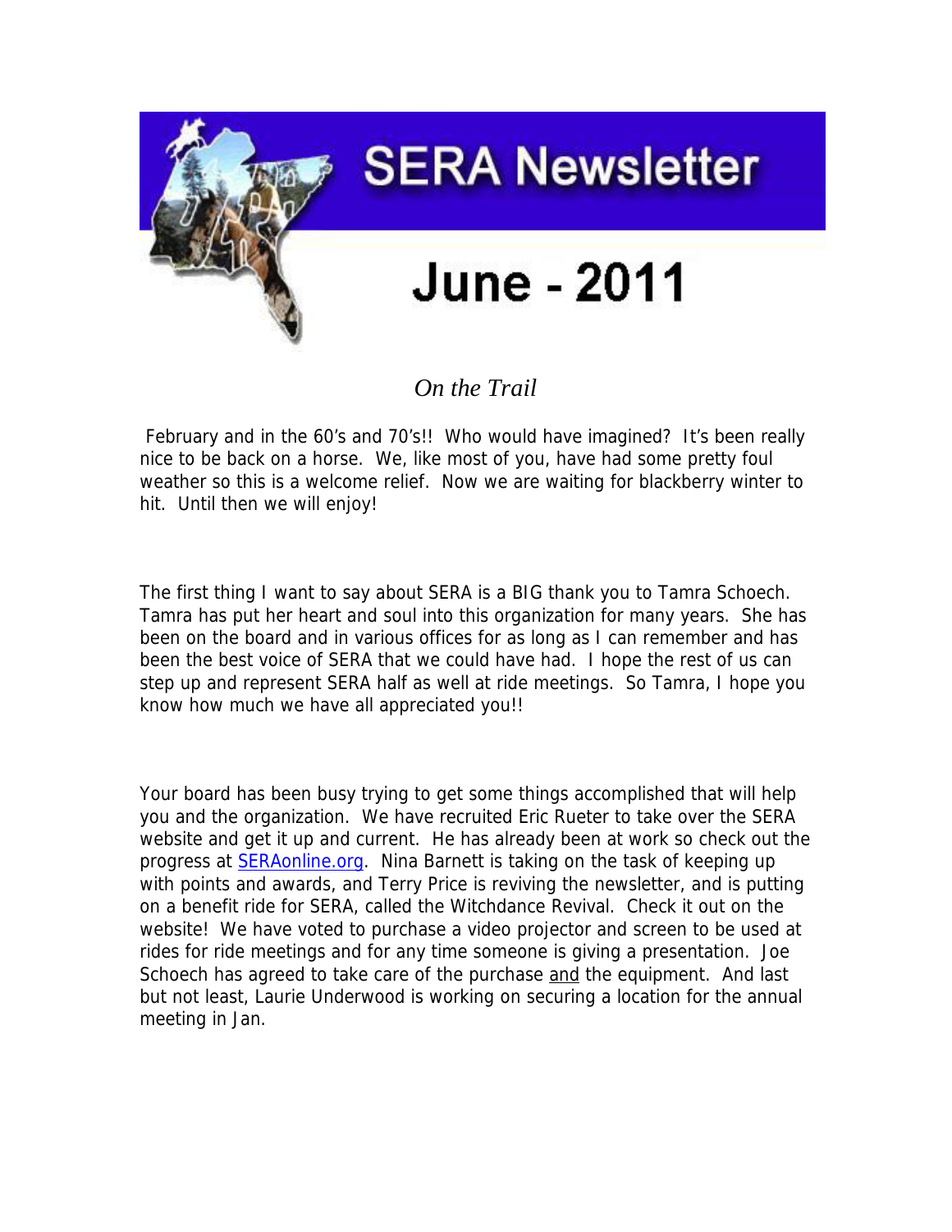# SERA Newsletter

# June - 2011

## *On the Trail*

February and in the 60's and 70's!! Who would have imagined? It's been really nice to be back on a horse. We, like most of you, have had some pretty foul weather so this is a welcome relief. Now we are waiting for blackberry winter to hit. Until then we will enjoy!

The first thing I want to say about SERA is a BIG thank you to Tamra Schoech. Tamra has put her heart and soul into this organization for many years. She has been on the board and in various offices for as long as I can remember and has been the best voice of SERA that we could have had. I hope the rest of us can step up and represent SERA half as well at ride meetings. So Tamra, I hope you know how much we have all appreciated you!!

Your board has been busy trying to get some things accomplished that will help you and the organization. We have recruited Eric Rueter to take over the SERA website and get it up and current. He has already been at work so check out the progress at [SERAonline.org](http://SERAonline.org). Nina Barnett is taking on the task of keeping up with points and awards, and Terry Price is reviving the newsletter, and is putting on a benefit ride for SERA, called the Witchdance Revival. Check it out on the website! We have voted to purchase a video projector and screen to be used at rides for ride meetings and for any time someone is giving a presentation. Joe Schoech has agreed to take care of the purchase <u>and</u> the equipment. And last but not least, Laurie Underwood is working on securing a location for the annual meeting in Jan.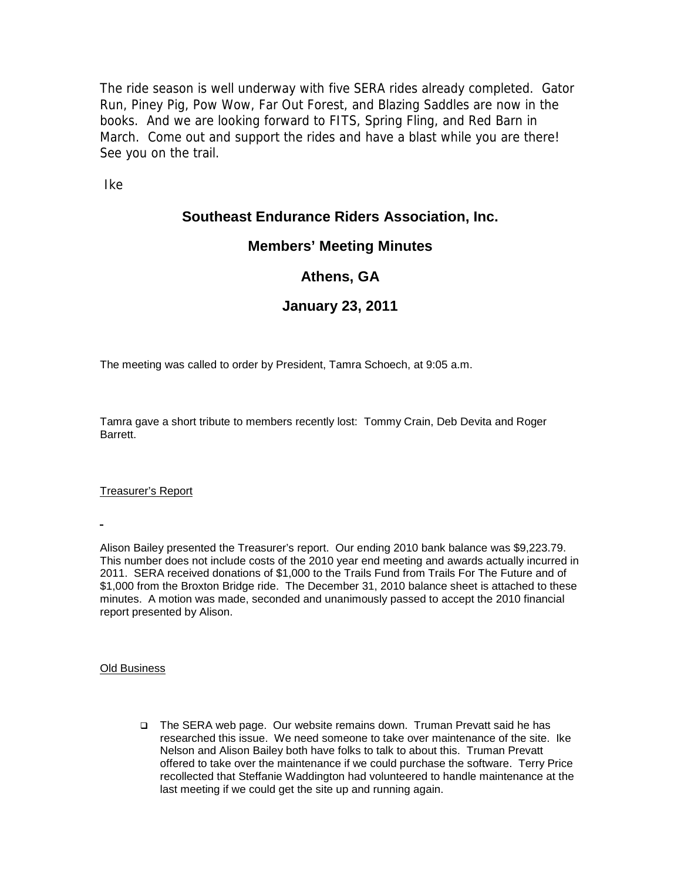The ride season is well underway with five SERA rides already completed. Gator Run, Piney Pig, Pow Wow, Far Out Forest, and Blazing Saddles are now in the books. And we are looking forward to FITS, Spring Fling, and Red Barn in March. Come out and support the rides and have a blast while you are there! See you on the trail.

Ike

## Southeast Endurance Riders Association, Inc.

## Members' Meeting Minutes

## Athens, GA

## January 23, 2011

The meeting was called to order by President, Tamra Schoech, at 9:05 a.m.

Tamra gave a short tribute to members recently lost: Tommy Crain, Deb Devita and Roger Barrett.

Treasurer's Report

Alison Bailey presented the Treasurer's report. Our ending 2010 bank balance was $9,223.79. This number does not include costs of the 2010 year end meeting and awards actually incurred in 2011. SERA received donations of $1,000 to the Trails Fund from Trails For The Future and of $1,000 from the Broxton Bridge ride. The December 31, 2010 balance sheet is attached to these minutes. A motion was made, seconded and unanimously passed to accept the 2010 financial report presented by Alison.

Old Business

- The SERA web page. Our website remains down. Truman Prevatt said he has researched this issue. We need someone to take over maintenance of the site. Ike Nelson and Alison Bailey both have folks to talk to about this. Truman Prevatt offered to take over the maintenance if we could purchase the software. Terry Price recollected that Steffanie Waddington had volunteered to handle maintenance at the last meeting if we could get the site up and running again.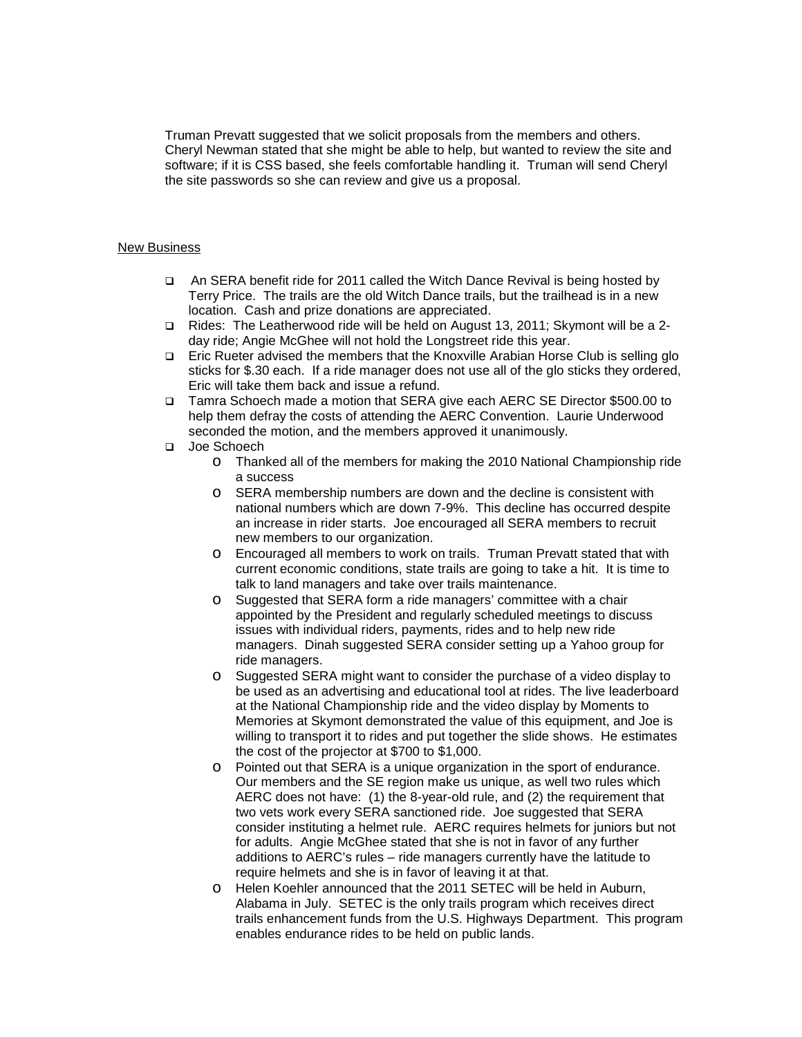Truman Prevatt suggested that we solicit proposals from the members and others. Cheryl Newman stated that she might be able to help, but wanted to review the site and software; if it is CSS based, she feels comfortable handling it. Truman will send Cheryl the site passwords so she can review and give us a proposal.

New Business

- An SERA benefit ride for 2011 called the Witch Dance Revival is being hosted by Terry Price. The trails are the old Witch Dance trails, but the trailhead is in a new location. Cash and prize donations are appreciated.
- Rides: The Leatherwood ride will be held on August 13, 2011; Skymont will be a 2-day ride; Angie McGhee will not hold the Longstreet ride this year.
- Eric Rueter advised the members that the Knoxville Arabian Horse Club is selling glo sticks for $.30 each. If a ride manager does not use all of the glo sticks they ordered, Eric will take them back and issue a refund.
- Tamra Schoech made a motion that SERA give each AERC SE Director $500.00 to help them defray the costs of attending the AERC Convention. Laurie Underwood seconded the motion, and the members approved it unanimously.
- Joe Schoech
  - Thanked all of the members for making the 2010 National Championship ride a success
  - SERA membership numbers are down and the decline is consistent with national numbers which are down 7-9%. This decline has occurred despite an increase in rider starts. Joe encouraged all SERA members to recruit new members to our organization.
  - Encouraged all members to work on trails. Truman Prevatt stated that with current economic conditions, state trails are going to take a hit. It is time to talk to land managers and take over trails maintenance.
  - Suggested that SERA form a ride managers' committee with a chair appointed by the President and regularly scheduled meetings to discuss issues with individual riders, payments, rides and to help new ride managers. Dinah suggested SERA consider setting up a Yahoo group for ride managers.
  - Suggested SERA might want to consider the purchase of a video display to be used as an advertising and educational tool at rides. The live leaderboard at the National Championship ride and the video display by Moments to Memories at Skymont demonstrated the value of this equipment, and Joe is willing to transport it to rides and put together the slide shows. He estimates the cost of the projector at $700 to $1,000.
  - Pointed out that SERA is a unique organization in the sport of endurance. Our members and the SE region make us unique, as well two rules which AERC does not have: (1) the 8-year-old rule, and (2) the requirement that two vets work every SERA sanctioned ride. Joe suggested that SERA consider instituting a helmet rule. AERC requires helmets for juniors but not for adults. Angie McGhee stated that she is not in favor of any further additions to AERC's rules – ride managers currently have the latitude to require helmets and she is in favor of leaving it at that.
  - Helen Koehler announced that the 2011 SETEC will be held in Auburn, Alabama in July. SETEC is the only trails program which receives direct trails enhancement funds from the U.S. Highways Department. This program enables endurance rides to be held on public lands.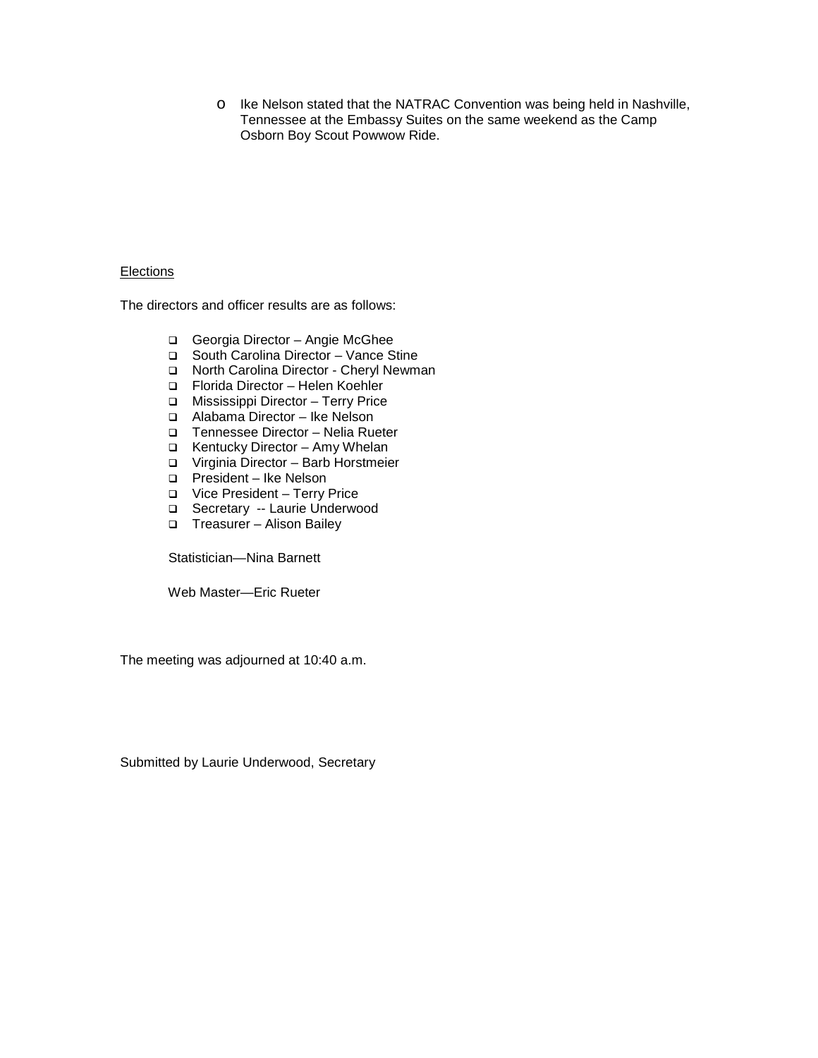- Ike Nelson stated that the NATRAC Convention was being held in Nashville, Tennessee at the Embassy Suites on the same weekend as the Camp Osborn Boy Scout Powwow Ride.

<u>Elections</u>

The directors and officer results are as follows:

- Georgia Director – Angie McGhee
- South Carolina Director – Vance Stine
- North Carolina Director - Cheryl Newman
- Florida Director – Helen Koehler
- Mississippi Director – Terry Price
- Alabama Director – Ike Nelson
- Tennessee Director – Nelia Rueter
- Kentucky Director – Amy Whelan
- Virginia Director – Barb Horstmeier
- President – Ike Nelson
- Vice President – Terry Price
- Secretary -- Laurie Underwood
- Treasurer – Alison Bailey

Statistician—Nina Barnett

Web Master—Eric Rueter

The meeting was adjourned at 10:40 a.m.

Submitted by Laurie Underwood, Secretary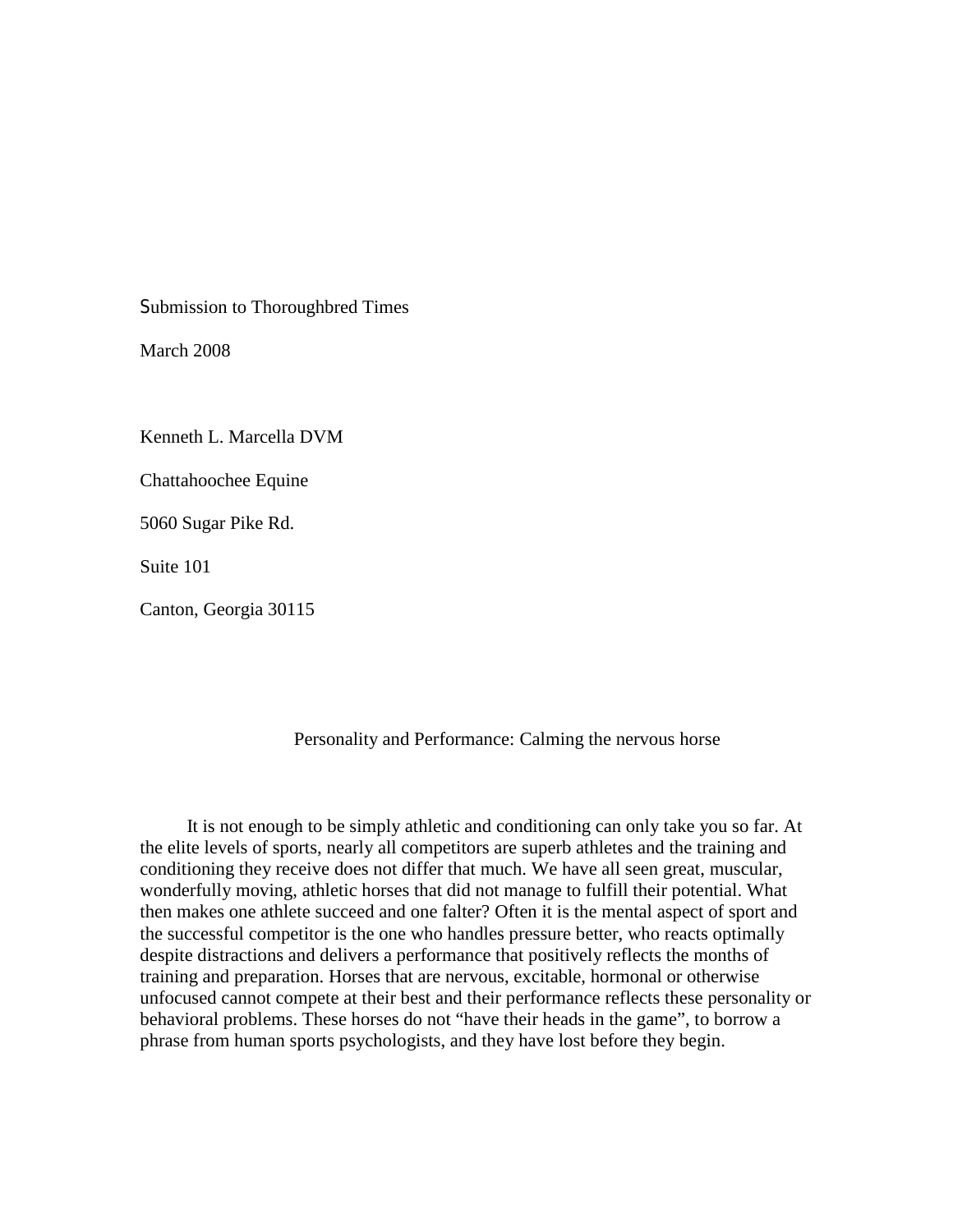Submission to Thoroughbred Times

March 2008

Kenneth L. Marcella DVM

Chattahoochee Equine

5060 Sugar Pike Rd.

Suite 101

Canton, Georgia 30115

# Personality and Performance: Calming the nervous horse

It is not enough to be simply athletic and conditioning can only take you so far. At the elite levels of sports, nearly all competitors are superb athletes and the training and conditioning they receive does not differ that much. We have all seen great, muscular, wonderfully moving, athletic horses that did not manage to fulfill their potential. What then makes one athlete succeed and one falter? Often it is the mental aspect of sport and the successful competitor is the one who handles pressure better, who reacts optimally despite distractions and delivers a performance that positively reflects the months of training and preparation. Horses that are nervous, excitable, hormonal or otherwise unfocused cannot compete at their best and their performance reflects these personality or behavioral problems. These horses do not "have their heads in the game", to borrow a phrase from human sports psychologists, and they have lost before they begin.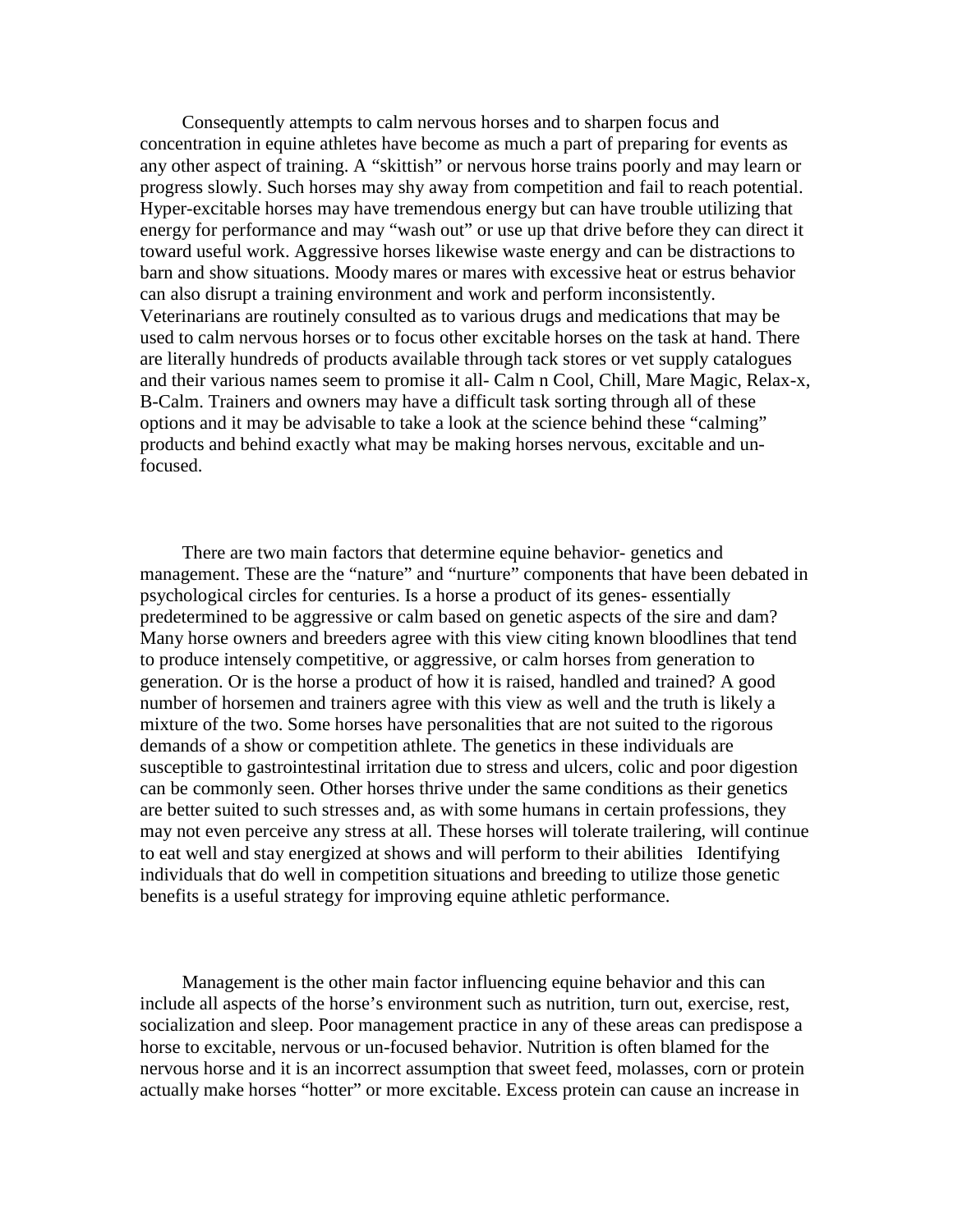Consequently attempts to calm nervous horses and to sharpen focus and concentration in equine athletes have become as much a part of preparing for events as any other aspect of training. A "skittish" or nervous horse trains poorly and may learn or progress slowly. Such horses may shy away from competition and fail to reach potential. Hyper-excitable horses may have tremendous energy but can have trouble utilizing that energy for performance and may "wash out" or use up that drive before they can direct it toward useful work. Aggressive horses likewise waste energy and can be distractions to barn and show situations. Moody mares or mares with excessive heat or estrus behavior can also disrupt a training environment and work and perform inconsistently. Veterinarians are routinely consulted as to various drugs and medications that may be used to calm nervous horses or to focus other excitable horses on the task at hand. There are literally hundreds of products available through tack stores or vet supply catalogues and their various names seem to promise it all- Calm n Cool, Chill, Mare Magic, Relax-x, B-Calm. Trainers and owners may have a difficult task sorting through all of these options and it may be advisable to take a look at the science behind these "calming" products and behind exactly what may be making horses nervous, excitable and un-focused.

There are two main factors that determine equine behavior- genetics and management. These are the "nature" and "nurture" components that have been debated in psychological circles for centuries. Is a horse a product of its genes- essentially predetermined to be aggressive or calm based on genetic aspects of the sire and dam? Many horse owners and breeders agree with this view citing known bloodlines that tend to produce intensely competitive, or aggressive, or calm horses from generation to generation. Or is the horse a product of how it is raised, handled and trained? A good number of horsemen and trainers agree with this view as well and the truth is likely a mixture of the two. Some horses have personalities that are not suited to the rigorous demands of a show or competition athlete. The genetics in these individuals are susceptible to gastrointestinal irritation due to stress and ulcers, colic and poor digestion can be commonly seen. Other horses thrive under the same conditions as their genetics are better suited to such stresses and, as with some humans in certain professions, they may not even perceive any stress at all. These horses will tolerate trailering, will continue to eat well and stay energized at shows and will perform to their abilities   Identifying individuals that do well in competition situations and breeding to utilize those genetic benefits is a useful strategy for improving equine athletic performance.

Management is the other main factor influencing equine behavior and this can include all aspects of the horse's environment such as nutrition, turn out, exercise, rest, socialization and sleep. Poor management practice in any of these areas can predispose a horse to excitable, nervous or un-focused behavior. Nutrition is often blamed for the nervous horse and it is an incorrect assumption that sweet feed, molasses, corn or protein actually make horses "hotter" or more excitable. Excess protein can cause an increase in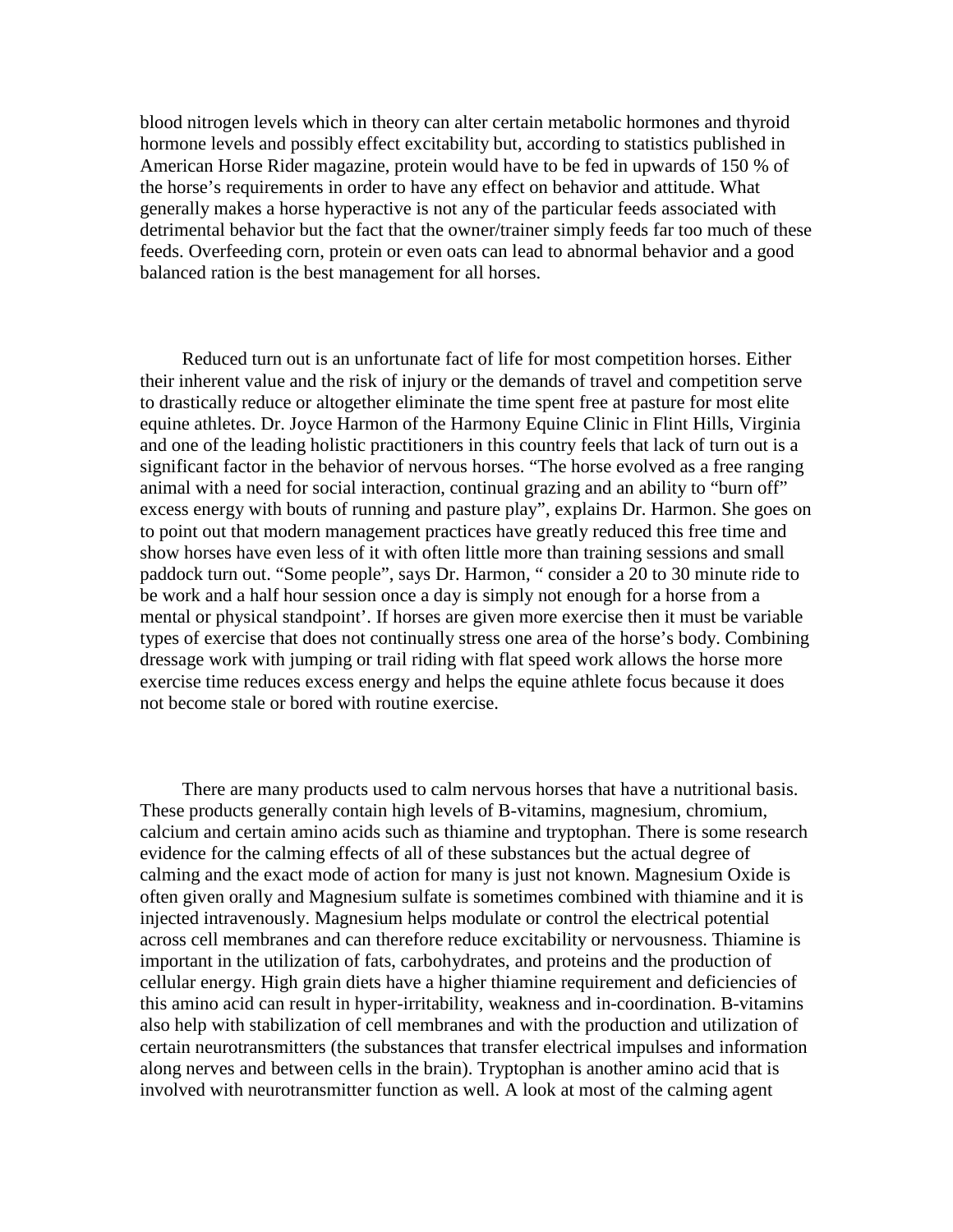blood nitrogen levels which in theory can alter certain metabolic hormones and thyroid hormone levels and possibly effect excitability but, according to statistics published in American Horse Rider magazine, protein would have to be fed in upwards of 150 % of the horse's requirements in order to have any effect on behavior and attitude. What generally makes a horse hyperactive is not any of the particular feeds associated with detrimental behavior but the fact that the owner/trainer simply feeds far too much of these feeds. Overfeeding corn, protein or even oats can lead to abnormal behavior and a good balanced ration is the best management for all horses.

Reduced turn out is an unfortunate fact of life for most competition horses. Either their inherent value and the risk of injury or the demands of travel and competition serve to drastically reduce or altogether eliminate the time spent free at pasture for most elite equine athletes. Dr. Joyce Harmon of the Harmony Equine Clinic in Flint Hills, Virginia and one of the leading holistic practitioners in this country feels that lack of turn out is a significant factor in the behavior of nervous horses. "The horse evolved as a free ranging animal with a need for social interaction, continual grazing and an ability to "burn off" excess energy with bouts of running and pasture play", explains Dr. Harmon. She goes on to point out that modern management practices have greatly reduced this free time and show horses have even less of it with often little more than training sessions and small paddock turn out. "Some people", says Dr. Harmon, " consider a 20 to 30 minute ride to be work and a half hour session once a day is simply not enough for a horse from a mental or physical standpoint'. If horses are given more exercise then it must be variable types of exercise that does not continually stress one area of the horse's body. Combining dressage work with jumping or trail riding with flat speed work allows the horse more exercise time reduces excess energy and helps the equine athlete focus because it does not become stale or bored with routine exercise.

There are many products used to calm nervous horses that have a nutritional basis. These products generally contain high levels of B-vitamins, magnesium, chromium, calcium and certain amino acids such as thiamine and tryptophan. There is some research evidence for the calming effects of all of these substances but the actual degree of calming and the exact mode of action for many is just not known. Magnesium Oxide is often given orally and Magnesium sulfate is sometimes combined with thiamine and it is injected intravenously. Magnesium helps modulate or control the electrical potential across cell membranes and can therefore reduce excitability or nervousness. Thiamine is important in the utilization of fats, carbohydrates, and proteins and the production of cellular energy. High grain diets have a higher thiamine requirement and deficiencies of this amino acid can result in hyper-irritability, weakness and in-coordination. B-vitamins also help with stabilization of cell membranes and with the production and utilization of certain neurotransmitters (the substances that transfer electrical impulses and information along nerves and between cells in the brain). Tryptophan is another amino acid that is involved with neurotransmitter function as well. A look at most of the calming agent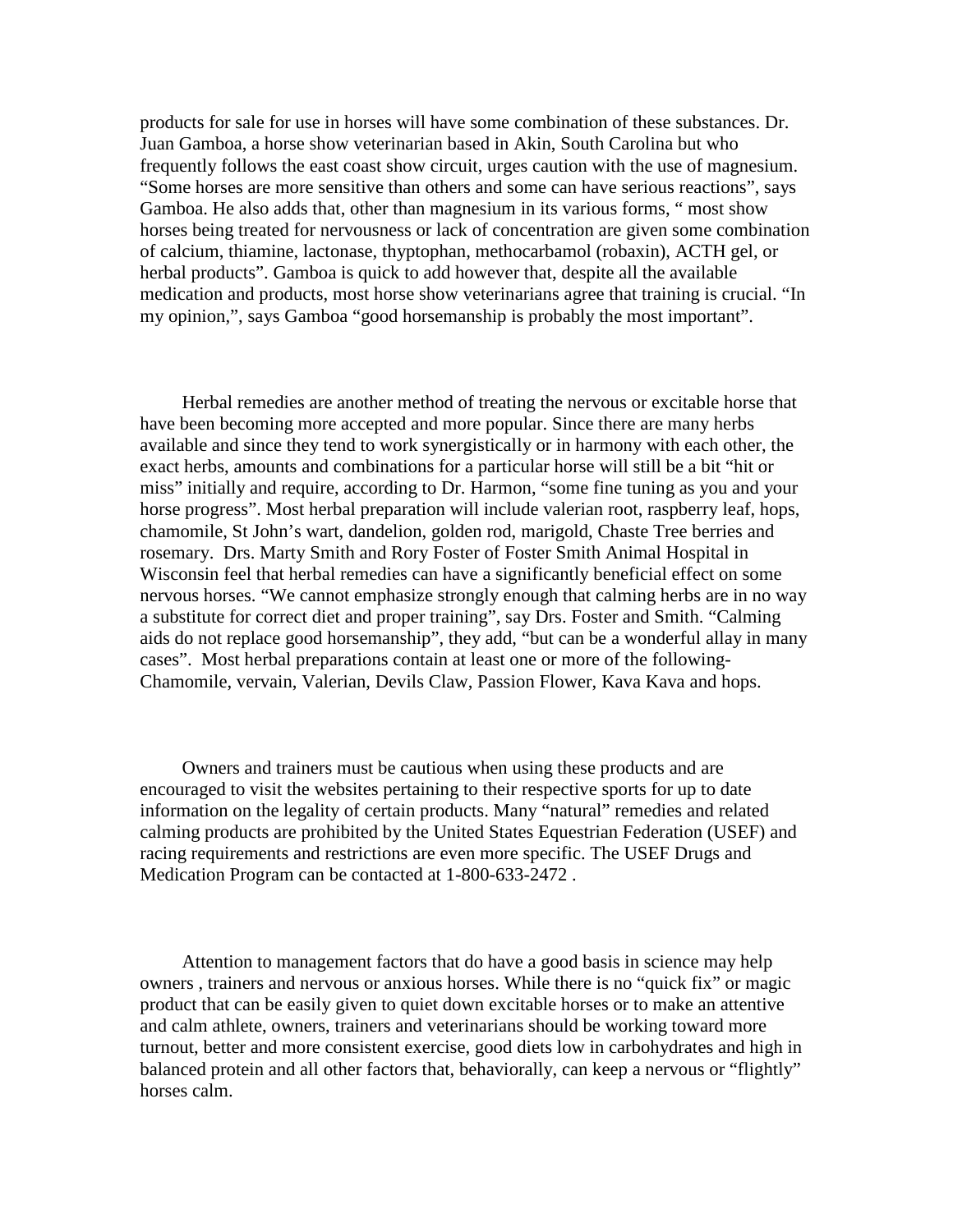products for sale for use in horses will have some combination of these substances. Dr. Juan Gamboa, a horse show veterinarian based in Akin, South Carolina but who frequently follows the east coast show circuit, urges caution with the use of magnesium. "Some horses are more sensitive than others and some can have serious reactions", says Gamboa. He also adds that, other than magnesium in its various forms, " most show horses being treated for nervousness or lack of concentration are given some combination of calcium, thiamine, lactonase, thyptophan, methocarbamol (robaxin), ACTH gel, or herbal products". Gamboa is quick to add however that, despite all the available medication and products, most horse show veterinarians agree that training is crucial. "In my opinion,", says Gamboa "good horsemanship is probably the most important".

Herbal remedies are another method of treating the nervous or excitable horse that have been becoming more accepted and more popular. Since there are many herbs available and since they tend to work synergistically or in harmony with each other, the exact herbs, amounts and combinations for a particular horse will still be a bit "hit or miss" initially and require, according to Dr. Harmon, "some fine tuning as you and your horse progress". Most herbal preparation will include valerian root, raspberry leaf, hops, chamomile, St John's wart, dandelion, golden rod, marigold, Chaste Tree berries and rosemary. Drs. Marty Smith and Rory Foster of Foster Smith Animal Hospital in Wisconsin feel that herbal remedies can have a significantly beneficial effect on some nervous horses. "We cannot emphasize strongly enough that calming herbs are in no way a substitute for correct diet and proper training", say Drs. Foster and Smith. "Calming aids do not replace good horsemanship", they add, "but can be a wonderful allay in many cases". Most herbal preparations contain at least one or more of the following- Chamomile, vervain, Valerian, Devils Claw, Passion Flower, Kava Kava and hops.

Owners and trainers must be cautious when using these products and are encouraged to visit the websites pertaining to their respective sports for up to date information on the legality of certain products. Many "natural" remedies and related calming products are prohibited by the United States Equestrian Federation (USEF) and racing requirements and restrictions are even more specific. The USEF Drugs and Medication Program can be contacted at 1-800-633-2472 .

Attention to management factors that do have a good basis in science may help owners , trainers and nervous or anxious horses. While there is no "quick fix" or magic product that can be easily given to quiet down excitable horses or to make an attentive and calm athlete, owners, trainers and veterinarians should be working toward more turnout, better and more consistent exercise, good diets low in carbohydrates and high in balanced protein and all other factors that, behaviorally, can keep a nervous or "flightly" horses calm.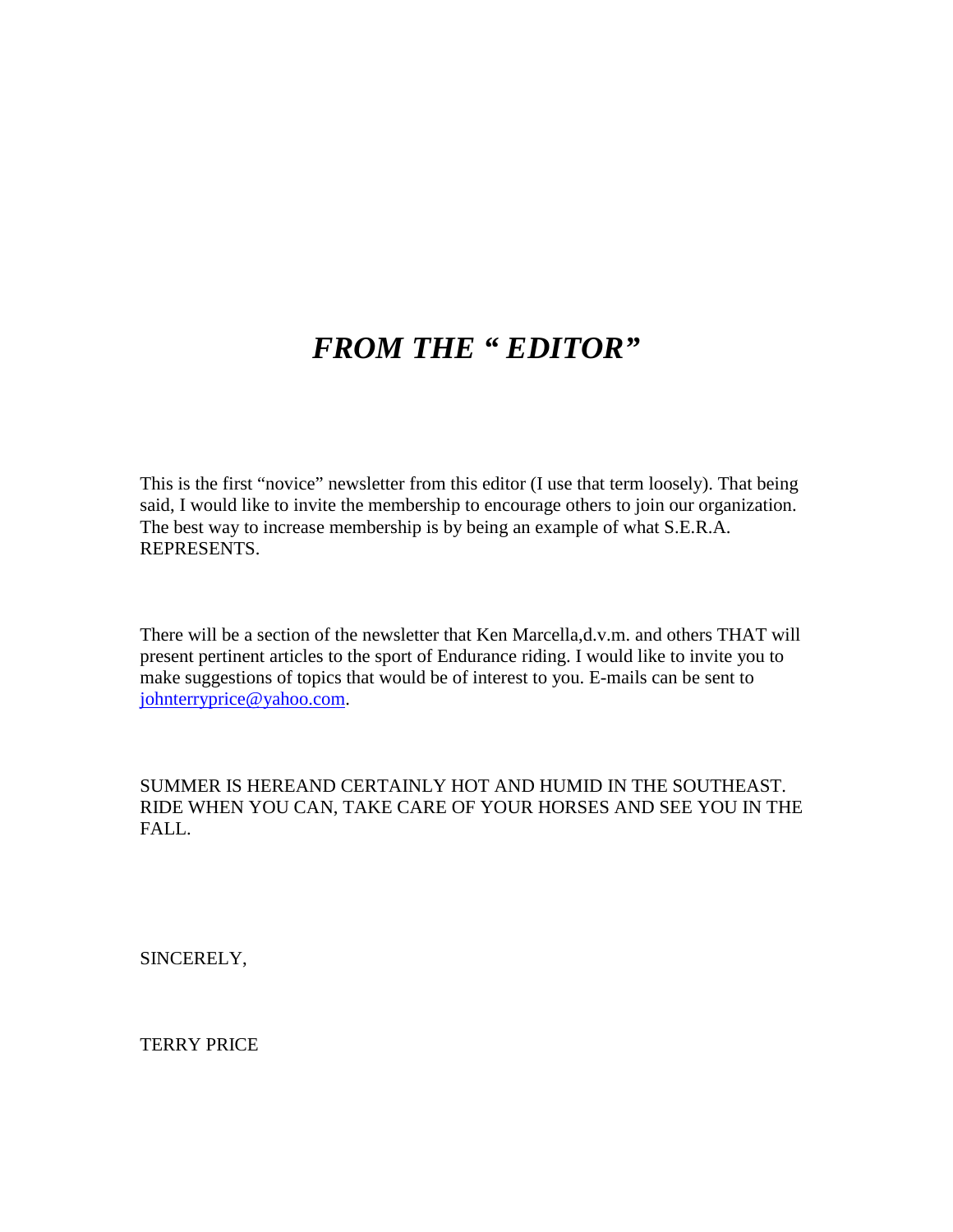# *FROM THE " EDITOR"*

This is the first "novice" newsletter from this editor (I use that term loosely). That being said, I would like to invite the membership to encourage others to join our organization. The best way to increase membership is by being an example of what S.E.R.A. REPRESENTS.

There will be a section of the newsletter that Ken Marcella,d.v.m. and others THAT will present pertinent articles to the sport of Endurance riding. I would like to invite you to make suggestions of topics that would be of interest to you. E-mails can be sent to johnterryprice@yahoo.com.

SUMMER IS HEREAND CERTAINLY HOT AND HUMID IN THE SOUTHEAST. RIDE WHEN YOU CAN, TAKE CARE OF YOUR HORSES AND SEE YOU IN THE FALL.

SINCERELY,

TERRY PRICE